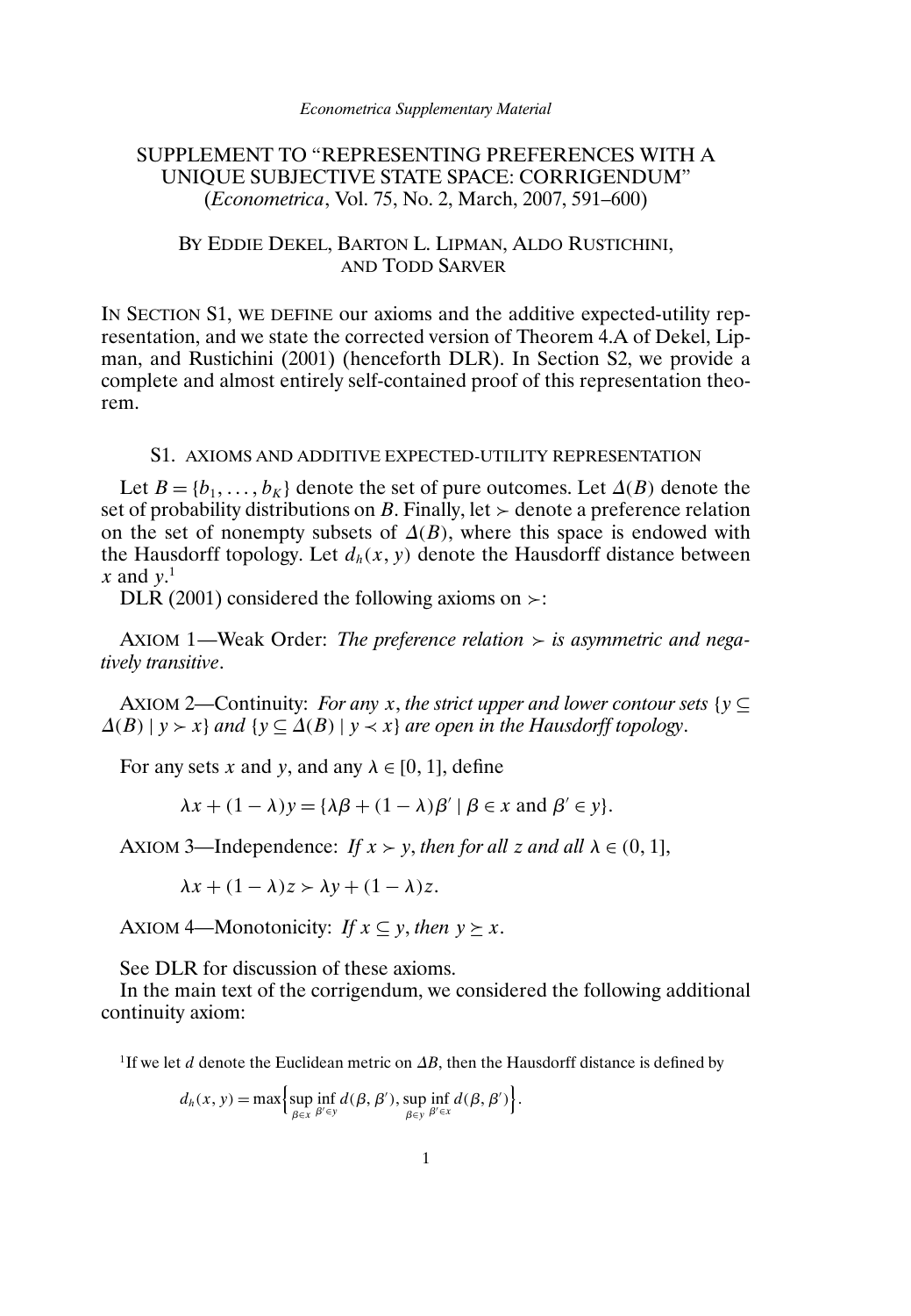# SUPPLEMENT TO "REPRESENTING PREFERENCES WITH A UNIQUE SUBJECTIVE STATE SPACE: CORRIGENDUM"

(*Econometrica*, Vol. 75, No. 2, March, 2007, 591–600)

BY EDDIE DEKEL, BARTON L. LIPMAN, ALDO RUSTICHINI, AND TODD SARVER

IN SECTION S1, WE DEFINE our axioms and the additive expected-utility representation, and we state the corrected version of Theorem 4.A of Dekel, Lipman, and Rustichini (2001) (henceforth DLR). In Section S2, we provide a complete and almost entirely self-contained proof of this representation theorem.

## S1. AXIOMS AND ADDITIVE EXPECTED-UTILITY REPRESENTATION

Let $B = \{b_1, \ldots, b_K\}$ denote the set of pure outcomes. Let $\Delta(B)$ denote the set of probability distributions on $B$. Finally, let $\succ$ denote a preference relation on the set of nonempty subsets of $\Delta(B)$, where this space is endowed with the Hausdorff topology. Let $d_h(x, y)$ denote the Hausdorff distance between $x$ and $y$.[1]

DLR (2001) considered the following axioms on $\succ$:

AXIOM 1—Weak Order: *The preference relation $\succ$ is asymmetric and negatively transitive*.

AXIOM 2—Continuity: *For any $x$, the strict upper and lower contour sets $\{y \subseteq \Delta(B) \mid y \succ x\}$ and $\{y \subseteq \Delta(B) \mid y \prec x\}$ are open in the Hausdorff topology*.

For any sets $x$ and $y$, and any $\lambda \in [0, 1]$, define

$$\lambda x + (1 - \lambda)y = \{\lambda\beta + (1 - \lambda)\beta' \mid \beta \in x \text{ and } \beta' \in y\}.$$

AXIOM 3—Independence: *If $x \succ y$, then for all $z$ and all $\lambda \in (0, 1]$,*

$$\lambda x + (1 - \lambda)z \succ \lambda y + (1 - \lambda)z.$$

AXIOM 4—Monotonicity: *If $x \subseteq y$, then $y \succeq x$.*

See DLR for discussion of these axioms.

In the main text of the corrigendum, we considered the following additional continuity axiom:

[1]If we let $d$ denote the Euclidean metric on $\Delta B$, then the Hausdorff distance is defined by

$$d_h(x, y) = \max\Big\{\sup_{\beta \in x} \inf_{\beta' \in y} d(\beta, \beta'), \sup_{\beta \in y} \inf_{\beta' \in x} d(\beta, \beta')\Big\}.$$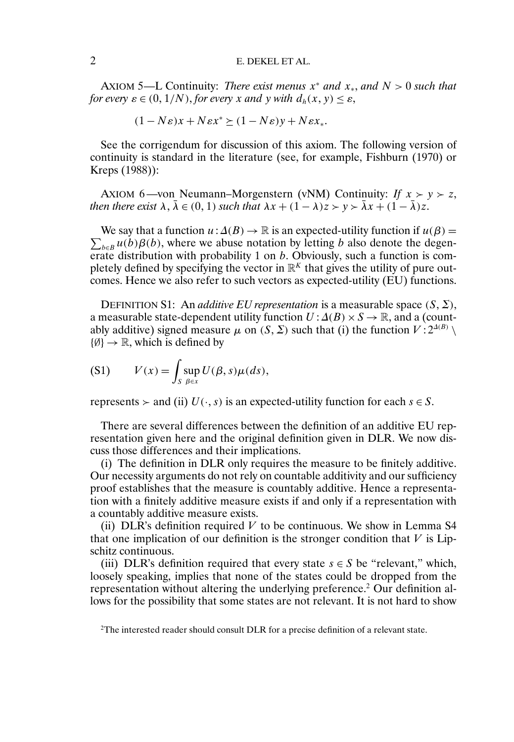AXIOM 5—L Continuity: *There exist menus $x^*$ and $x_*$, and $N > 0$ such that for every $\varepsilon \in (0, 1/N)$, for every $x$ and $y$ with $d_h(x, y) \leq \varepsilon$,*

$$(1 - N\varepsilon)x + N\varepsilon x^* \succeq (1 - N\varepsilon)y + N\varepsilon x_*.$$

See the corrigendum for discussion of this axiom. The following version of continuity is standard in the literature (see, for example, Fishburn (1970) or Kreps (1988)):

AXIOM 6—von Neumann–Morgenstern (vNM) Continuity: *If $x \succ y \succ z$, then there exist $\lambda, \bar{\lambda} \in (0, 1)$ such that $\lambda x + (1 - \lambda)z \succ y \succ \bar{\lambda} x + (1 - \bar{\lambda})z$.*

We say that a function $u : \Delta(B) \to \mathbb{R}$ is an expected-utility function if $u(\beta) = \sum_{b \in B} u(b)\beta(b)$, where we abuse notation by letting $b$ also denote the degenerate distribution with probability 1 on $b$. Obviously, such a function is completely defined by specifying the vector in $\mathbb{R}^K$ that gives the utility of pure outcomes. Hence we also refer to such vectors as expected-utility (EU) functions.

DEFINITION S1: An *additive EU representation* is a measurable space $(S, \Sigma)$, a measurable state-dependent utility function $U : \Delta(B) \times S \to \mathbb{R}$, and a (countably additive) signed measure $\mu$ on $(S, \Sigma)$ such that (i) the function $V : 2^{\Delta(B)} \setminus \{\emptyset\} \to \mathbb{R}$, which is defined by

$$V(x) = \int_S \sup_{\beta \in x} U(\beta, s)\mu(ds), \tag{S1}$$

represents $\succ$ and (ii) $U(\cdot, s)$ is an expected-utility function for each $s \in S$.

There are several differences between the definition of an additive EU representation given here and the original definition given in DLR. We now discuss those differences and their implications.

(i) The definition in DLR only requires the measure to be finitely additive. Our necessity arguments do not rely on countable additivity and our sufficiency proof establishes that the measure is countably additive. Hence a representation with a finitely additive measure exists if and only if a representation with a countably additive measure exists.

(ii) DLR's definition required $V$ to be continuous. We show in Lemma S4 that one implication of our definition is the stronger condition that $V$ is Lipschitz continuous.

(iii) DLR's definition required that every state $s \in S$ be "relevant," which, loosely speaking, implies that none of the states could be dropped from the representation without altering the underlying preference.[2] Our definition allows for the possibility that some states are not relevant. It is not hard to show

[2]The interested reader should consult DLR for a precise definition of a relevant state.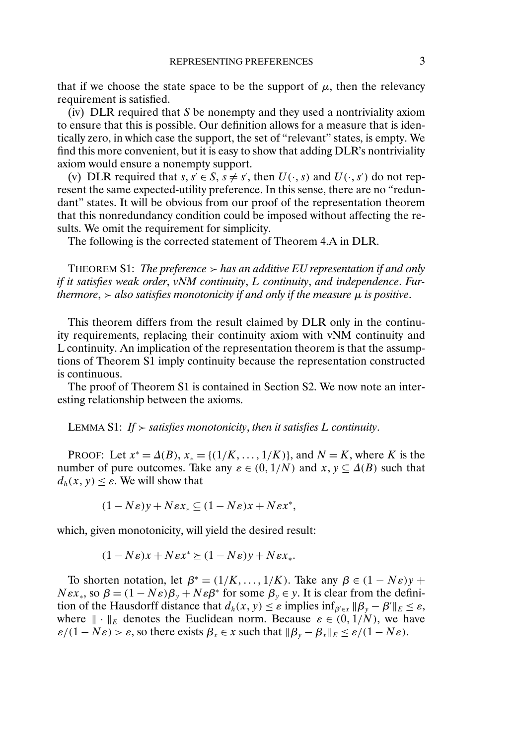that if we choose the state space to be the support of $\mu$, then the relevancy requirement is satisfied.

(iv) DLR required that $S$ be nonempty and they used a nontriviality axiom to ensure that this is possible. Our definition allows for a measure that is identically zero, in which case the support, the set of "relevant" states, is empty. We find this more convenient, but it is easy to show that adding DLR's nontriviality axiom would ensure a nonempty support.

(v) DLR required that $s, s' \in S$, $s \neq s'$, then $U(\cdot, s)$ and $U(\cdot, s')$ do not represent the same expected-utility preference. In this sense, there are no "redundant" states. It will be obvious from our proof of the representation theorem that this nonredundancy condition could be imposed without affecting the results. We omit the requirement for simplicity.

The following is the corrected statement of Theorem 4.A in DLR.

THEOREM S1: *The preference $\succ$ has an additive EU representation if and only if it satisfies weak order, vNM continuity, L continuity, and independence. Furthermore, $\succ$ also satisfies monotonicity if and only if the measure $\mu$ is positive.*

This theorem differs from the result claimed by DLR only in the continuity requirements, replacing their continuity axiom with vNM continuity and L continuity. An implication of the representation theorem is that the assumptions of Theorem S1 imply continuity because the representation constructed is continuous.

The proof of Theorem S1 is contained in Section S2. We now note an interesting relationship between the axioms.

LEMMA S1: *If $\succ$ satisfies monotonicity, then it satisfies L continuity.*

PROOF: Let $x^* = \Delta(B)$, $x_* = \{(1/K, \dots, 1/K)\}$, and $N = K$, where $K$ is the number of pure outcomes. Take any $\varepsilon \in (0, 1/N)$ and $x, y \subseteq \Delta(B)$ such that $d_h(x, y) \leq \varepsilon$. We will show that

$$(1 - N\varepsilon)y + N\varepsilon x_* \subseteq (1 - N\varepsilon)x + N\varepsilon x^*,$$

which, given monotonicity, will yield the desired result:

$$(1 - N\varepsilon)x + N\varepsilon x^* \succeq (1 - N\varepsilon)y + N\varepsilon x_*.$$

To shorten notation, let $\beta^* = (1/K, \dots, 1/K)$. Take any $\beta \in (1 - N\varepsilon)y + N\varepsilon x_*$, so $\beta = (1 - N\varepsilon)\beta_y + N\varepsilon\beta^*$ for some $\beta_y \in y$. It is clear from the definition of the Hausdorff distance that $d_h(x, y) \leq \varepsilon$ implies $\inf_{\beta' \in x} \|\beta_y - \beta'\|_E \leq \varepsilon$, where $\|\cdot\|_E$ denotes the Euclidean norm. Because $\varepsilon \in (0, 1/N)$, we have $\varepsilon/(1 - N\varepsilon) > \varepsilon$, so there exists $\beta_x \in x$ such that $\|\beta_y - \beta_x\|_E \leq \varepsilon/(1 - N\varepsilon)$.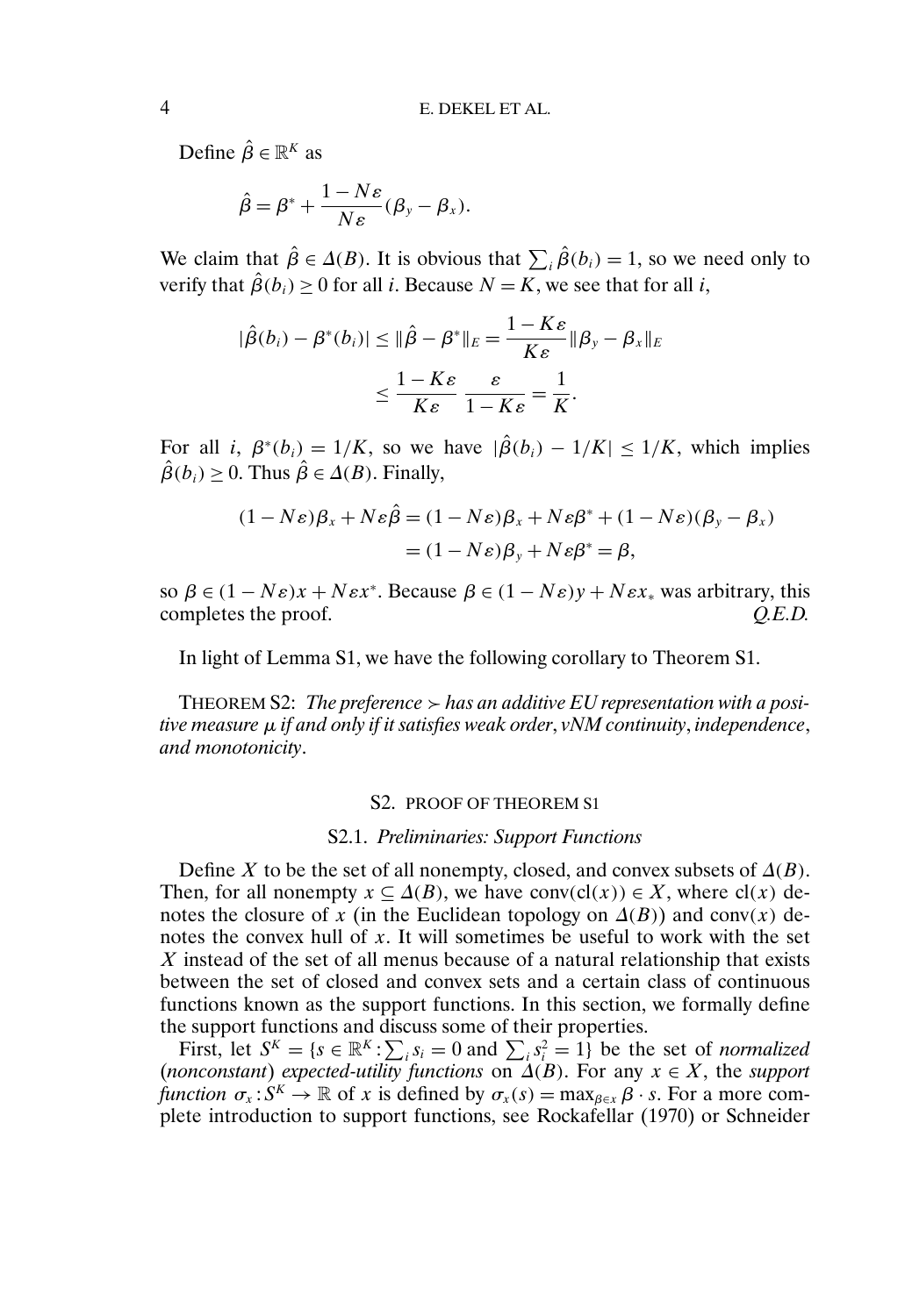Define $\hat{\beta} \in \mathbb{R}^K$ as

$$\hat{\beta} = \beta^* + \frac{1 - N\varepsilon}{N\varepsilon}(\beta_y - \beta_x).$$

We claim that $\hat{\beta} \in \Delta(B)$. It is obvious that $\sum_i \hat{\beta}(b_i) = 1$, so we need only to verify that $\hat{\beta}(b_i) \geq 0$ for all $i$. Because $N = K$, we see that for all $i$,

$$\begin{aligned} |\hat{\beta}(b_i) - \beta^*(b_i)| \leq \|\hat{\beta} - \beta^*\|_E &= \frac{1 - K\varepsilon}{K\varepsilon}\|\beta_y - \beta_x\|_E \\ &\leq \frac{1 - K\varepsilon}{K\varepsilon} \frac{\varepsilon}{1 - K\varepsilon} = \frac{1}{K}. \end{aligned}$$

For all $i$, $\beta^*(b_i) = 1/K$, so we have $|\hat{\beta}(b_i) - 1/K| \leq 1/K$, which implies $\hat{\beta}(b_i) \geq 0$. Thus $\hat{\beta} \in \Delta(B)$. Finally,

$$\begin{aligned} (1 - N\varepsilon)\beta_x + N\varepsilon\hat{\beta} &= (1 - N\varepsilon)\beta_x + N\varepsilon\beta^* + (1 - N\varepsilon)(\beta_y - \beta_x) \\ &= (1 - N\varepsilon)\beta_y + N\varepsilon\beta^* = \beta, \end{aligned}$$

so $\beta \in (1 - N\varepsilon)x + N\varepsilon x^*$. Because $\beta \in (1 - N\varepsilon)y + N\varepsilon x_*$ was arbitrary, this completes the proof. *Q.E.D.*

In light of Lemma S1, we have the following corollary to Theorem S1.

THEOREM S2: *The preference $\succ$ has an additive EU representation with a positive measure $\mu$ if and only if it satisfies weak order, vNM continuity, independence, and monotonicity.*

## S2. PROOF OF THEOREM S1

### S2.1. *Preliminaries: Support Functions*

Define $X$ to be the set of all nonempty, closed, and convex subsets of $\Delta(B)$. Then, for all nonempty $x \subseteq \Delta(B)$, we have $\text{conv}(\text{cl}(x)) \in X$, where $\text{cl}(x)$ denotes the closure of $x$ (in the Euclidean topology on $\Delta(B)$) and $\text{conv}(x)$ denotes the convex hull of $x$. It will sometimes be useful to work with the set $X$ instead of the set of all menus because of a natural relationship that exists between the set of closed and convex sets and a certain class of continuous functions known as the support functions. In this section, we formally define the support functions and discuss some of their properties.

First, let $S^K = \{s \in \mathbb{R}^K : \sum_i s_i = 0 \text{ and } \sum_i s_i^2 = 1\}$ be the set of *normalized (nonconstant) expected-utility functions* on $\Delta(B)$. For any $x \in X$, the *support function* $\sigma_x : S^K \to \mathbb{R}$ of $x$ is defined by $\sigma_x(s) = \max_{\beta \in x} \beta \cdot s$. For a more complete introduction to support functions, see Rockafellar (1970) or Schneider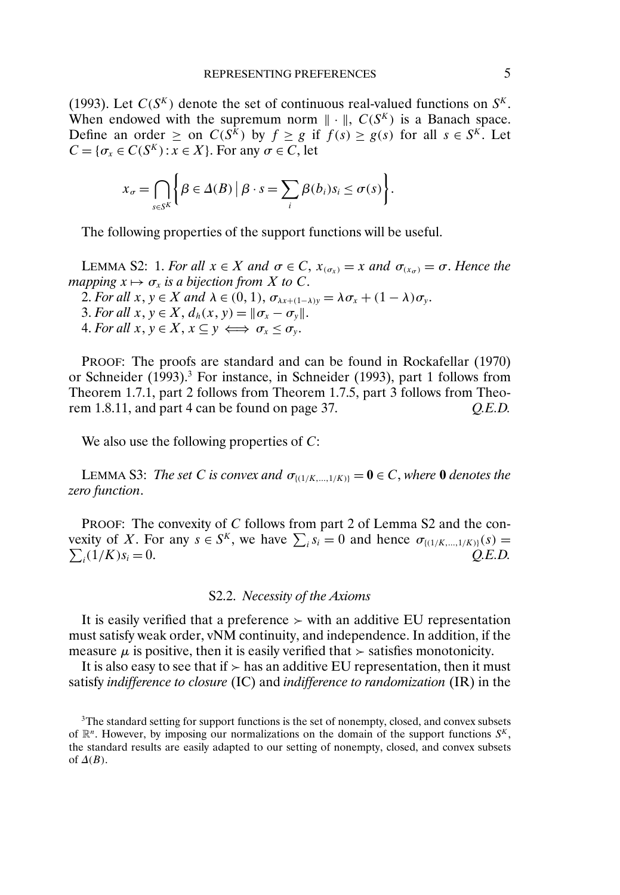(1993). Let $C(S^K)$ denote the set of continuous real-valued functions on $S^K$. When endowed with the supremum norm $\|\cdot\|$, $C(S^K)$ is a Banach space. Define an order $\geq$ on $C(S^K)$ by $f \geq g$ if $f(s) \geq g(s)$ for all $s \in S^K$. Let $C = \{\sigma_x \in C(S^K) : x \in X\}$. For any $\sigma \in C$, let

$$x_\sigma = \bigcap_{s \in S^K} \left\{ \beta \in \Delta(B) \,\Big|\, \beta \cdot s = \sum_i \beta(b_i) s_i \leq \sigma(s) \right\}.$$

The following properties of the support functions will be useful.

LEMMA S2: 1. *For all $x \in X$ and $\sigma \in C$, $x_{(\sigma_x)} = x$ and $\sigma_{(x_\sigma)} = \sigma$. Hence the mapping $x \mapsto \sigma_x$ is a bijection from $X$ to $C$.*

2. *For all $x, y \in X$ and $\lambda \in (0, 1)$, $\sigma_{\lambda x + (1-\lambda) y} = \lambda \sigma_x + (1-\lambda)\sigma_y$.*

3. *For all $x, y \in X$, $d_h(x, y) = \|\sigma_x - \sigma_y\|$.*

4. *For all $x, y \in X$, $x \subseteq y \iff \sigma_x \leq \sigma_y$.*

PROOF: The proofs are standard and can be found in Rockafellar (1970) or Schneider (1993).[3] For instance, in Schneider (1993), part 1 follows from Theorem 1.7.1, part 2 follows from Theorem 1.7.5, part 3 follows from Theorem 1.8.11, and part 4 can be found on page 37. *Q.E.D.*

We also use the following properties of $C$:

LEMMA S3: *The set $C$ is convex and $\sigma_{\{(1/K,\ldots,1/K)\}} = \mathbf{0} \in C$, where $\mathbf{0}$ denotes the zero function.*

PROOF: The convexity of $C$ follows from part 2 of Lemma S2 and the convexity of $X$. For any $s \in S^K$, we have $\sum_i s_i = 0$ and hence $\sigma_{\{(1/K,\ldots,1/K)\}}(s) = \sum_i (1/K) s_i = 0$. *Q.E.D.*

### S2.2. *Necessity of the Axioms*

It is easily verified that a preference $\succ$ with an additive EU representation must satisfy weak order, vNM continuity, and independence. In addition, if the measure $\mu$ is positive, then it is easily verified that $\succ$ satisfies monotonicity.

It is also easy to see that if $\succ$ has an additive EU representation, then it must satisfy *indifference to closure* (IC) and *indifference to randomization* (IR) in the

[3] The standard setting for support functions is the set of nonempty, closed, and convex subsets of $\mathbb{R}^n$. However, by imposing our normalizations on the domain of the support functions $S^K$, the standard results are easily adapted to our setting of nonempty, closed, and convex subsets of $\Delta(B)$.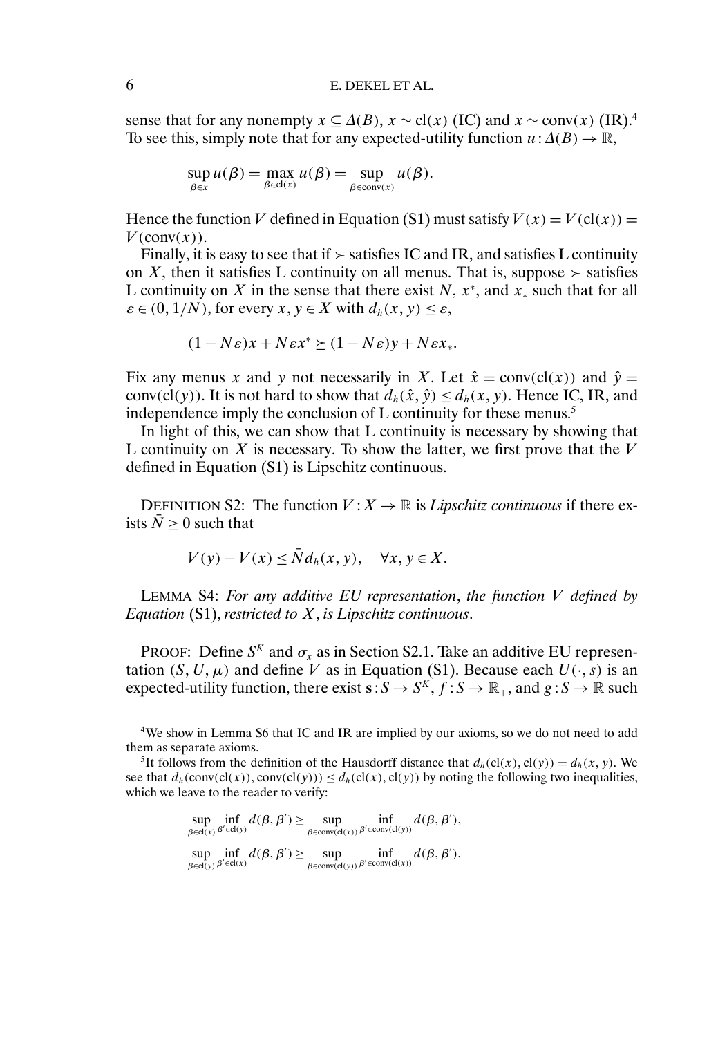sense that for any nonempty $x \subseteq \Delta(B)$, $x \sim \text{cl}(x)$ (IC) and $x \sim \text{conv}(x)$ (IR).[4] To see this, simply note that for any expected-utility function $u : \Delta(B) \to \mathbb{R}$,

$$\sup_{\beta \in x} u(\beta) = \max_{\beta \in \text{cl}(x)} u(\beta) = \sup_{\beta \in \text{conv}(x)} u(\beta).$$

Hence the function $V$ defined in Equation (S1) must satisfy $V(x) = V(\text{cl}(x)) = V(\text{conv}(x))$.

Finally, it is easy to see that if $\succ$ satisfies IC and IR, and satisfies L continuity on $X$, then it satisfies L continuity on all menus. That is, suppose $\succ$ satisfies L continuity on $X$ in the sense that there exist $N$, $x^*$, and $x_*$ such that for all $\varepsilon \in (0, 1/N)$, for every $x, y \in X$ with $d_h(x, y) \leq \varepsilon$,

$$(1 - N\varepsilon)x + N\varepsilon x^* \succeq (1 - N\varepsilon)y + N\varepsilon x_*.$$

Fix any menus $x$ and $y$ not necessarily in $X$. Let $\hat{x} = \text{conv}(\text{cl}(x))$ and $\hat{y} = \text{conv}(\text{cl}(y))$. It is not hard to show that $d_h(\hat{x}, \hat{y}) \leq d_h(x, y)$. Hence IC, IR, and independence imply the conclusion of L continuity for these menus.[5]

In light of this, we can show that L continuity is necessary by showing that L continuity on $X$ is necessary. To show the latter, we first prove that the $V$ defined in Equation (S1) is Lipschitz continuous.

Definition S2: The function $V : X \to \mathbb{R}$ is *Lipschitz continuous* if there exists $\bar{N} \geq 0$ such that

$$V(y) - V(x) \leq \bar{N} d_h(x, y), \quad \forall x, y \in X.$$

Lemma S4: *For any additive EU representation, the function $V$ defined by Equation* (S1), *restricted to $X$, is Lipschitz continuous.*

Proof: Define $S^K$ and $\sigma_x$ as in Section S2.1. Take an additive EU representation $(S, U, \mu)$ and define $V$ as in Equation (S1). Because each $U(\cdot, s)$ is an expected-utility function, there exist $\mathbf{s} : S \to S^K$, $f : S \to \mathbb{R}_+$, and $g : S \to \mathbb{R}$ such

[4] We show in Lemma S6 that IC and IR are implied by our axioms, so we do not need to add them as separate axioms.

[5] It follows from the definition of the Hausdorff distance that $d_h(\text{cl}(x), \text{cl}(y)) = d_h(x, y)$. We see that $d_h(\text{conv}(\text{cl}(x)), \text{conv}(\text{cl}(y))) \leq d_h(\text{cl}(x), \text{cl}(y))$ by noting the following two inequalities, which we leave to the reader to verify:

$$\sup_{\beta \in \text{cl}(x)} \inf_{\beta' \in \text{cl}(y)} d(\beta, \beta') \geq \sup_{\beta \in \text{conv}(\text{cl}(x))} \inf_{\beta' \in \text{conv}(\text{cl}(y))} d(\beta, \beta'),$$

$$\sup_{\beta \in \text{cl}(y)} \inf_{\beta' \in \text{cl}(x)} d(\beta, \beta') \geq \sup_{\beta \in \text{conv}(\text{cl}(y))} \inf_{\beta' \in \text{conv}(\text{cl}(x))} d(\beta, \beta').$$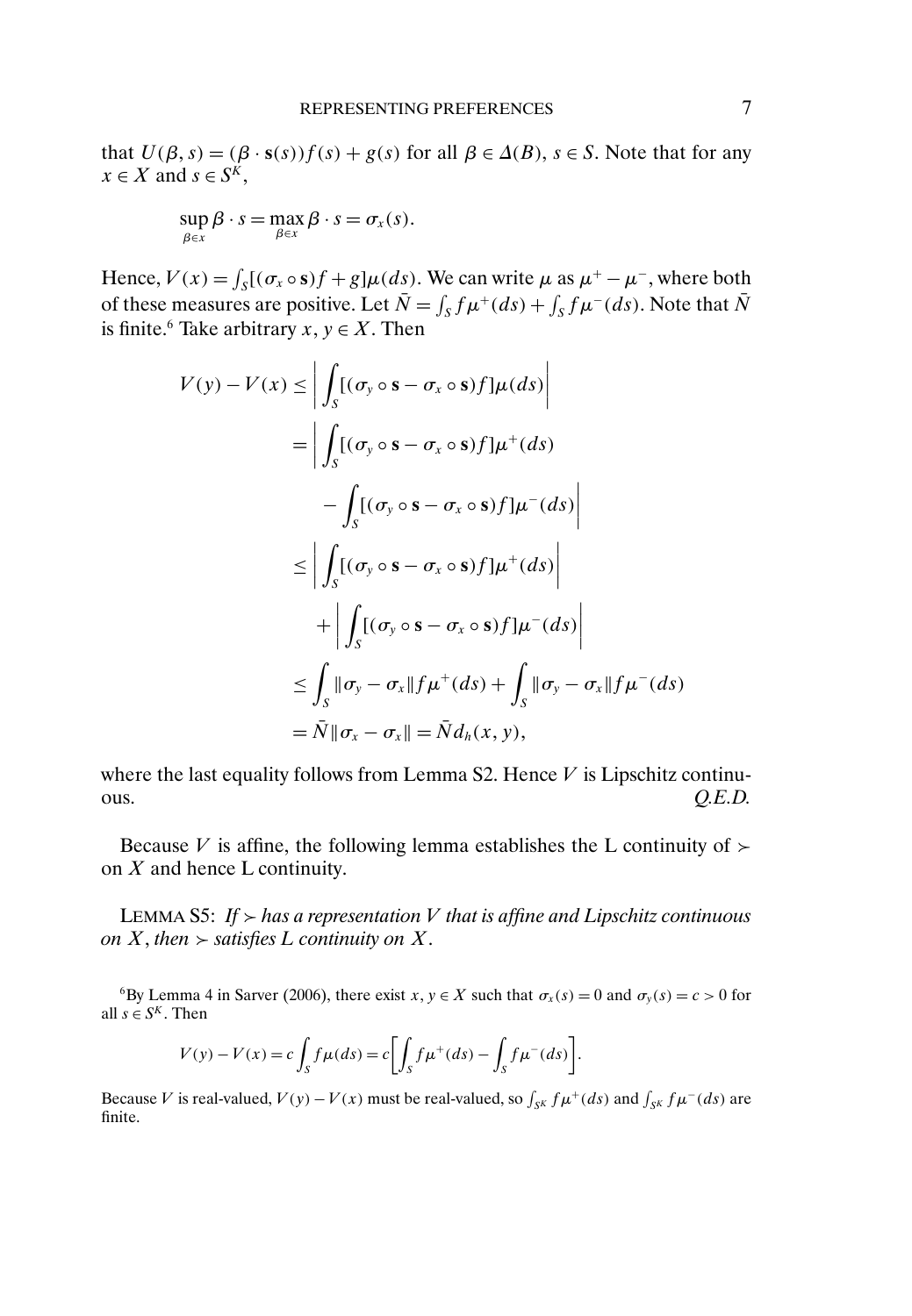that $U(\beta, s) = (\beta \cdot \mathbf{s}(s))f(s) + g(s)$ for all $\beta \in \Delta(B)$, $s \in S$. Note that for any $x \in X$ and $s \in S^K$,

$$\sup_{\beta \in x} \beta \cdot s = \max_{\beta \in x} \beta \cdot s = \sigma_x(s).$$

Hence, $V(x) = \int_S [(\sigma_x \circ \mathbf{s})f + g]\mu(ds)$. We can write $\mu$ as $\mu^+ - \mu^-$, where both of these measures are positive. Let $\bar{N} = \int_S f\mu^+(ds) + \int_S f\mu^-(ds)$. Note that $\bar{N}$ is finite.[6] Take arbitrary $x, y \in X$. Then

$$\begin{aligned}
V(y) - V(x) &\leq \left| \int_S [(\sigma_y \circ \mathbf{s} - \sigma_x \circ \mathbf{s})f]\mu(ds) \right| \\
&= \left| \int_S [(\sigma_y \circ \mathbf{s} - \sigma_x \circ \mathbf{s})f]\mu^+(ds) \right. \\
&\qquad \left. - \int_S [(\sigma_y \circ \mathbf{s} - \sigma_x \circ \mathbf{s})f]\mu^-(ds) \right| \\
&\leq \left| \int_S [(\sigma_y \circ \mathbf{s} - \sigma_x \circ \mathbf{s})f]\mu^+(ds) \right| \\
&\qquad + \left| \int_S [(\sigma_y \circ \mathbf{s} - \sigma_x \circ \mathbf{s})f]\mu^-(ds) \right| \\
&\leq \int_S \|\sigma_y - \sigma_x\| f\mu^+(ds) + \int_S \|\sigma_y - \sigma_x\| f\mu^-(ds) \\
&= \bar{N}\|\sigma_x - \sigma_x\| = \bar{N} d_h(x, y),
\end{aligned}$$

where the last equality follows from Lemma S2. Hence $V$ is Lipschitz continuous. *Q.E.D.*

Because $V$ is affine, the following lemma establishes the L continuity of $\succ$ on $X$ and hence L continuity.

LEMMA S5: *If $\succ$ has a representation $V$ that is affine and Lipschitz continuous on $X$, then $\succ$ satisfies L continuity on $X$.*

---

[6] By Lemma 4 in Sarver (2006), there exist $x, y \in X$ such that $\sigma_x(s) = 0$ and $\sigma_y(s) = c > 0$ for all $s \in S^K$. Then

$$V(y) - V(x) = c \int_S f\mu(ds) = c\left[\int_S f\mu^+(ds) - \int_S f\mu^-(ds)\right].$$

Because $V$ is real-valued, $V(y) - V(x)$ must be real-valued, so $\int_{S^K} f\mu^+(ds)$ and $\int_{S^K} f\mu^-(ds)$ are finite.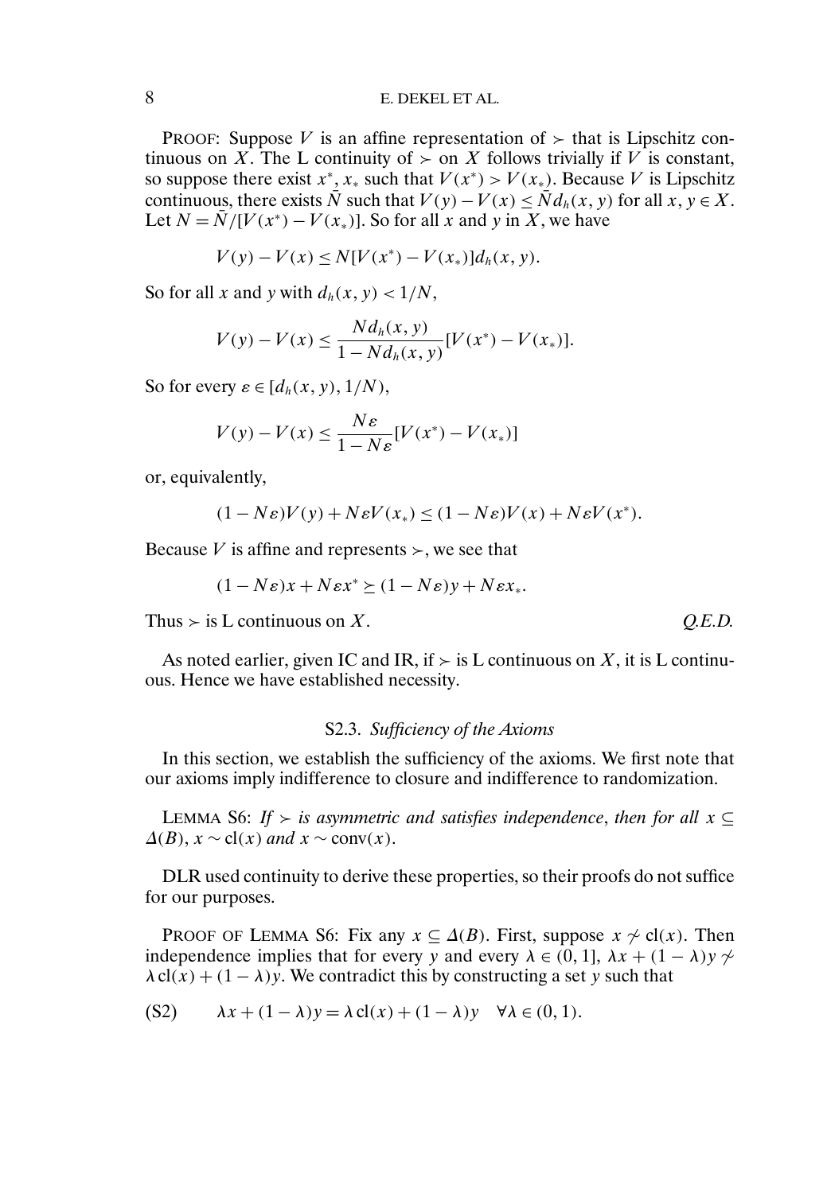PROOF: Suppose $V$ is an affine representation of $\succ$ that is Lipschitz continuous on $X$. The L continuity of $\succ$ on $X$ follows trivially if $V$ is constant, so suppose there exist $x^*, x_*$ such that $V(x^*) > V(x_*)$. Because $V$ is Lipschitz continuous, there exists $\bar{N}$ such that $V(y) - V(x) \leq \bar{N} d_h(x, y)$ for all $x, y \in X$. Let $N = \bar{N}/[V(x^*) - V(x_*)]$. So for all $x$ and $y$ in $X$, we have

$$V(y) - V(x) \leq N[V(x^*) - V(x_*)]d_h(x, y).$$

So for all $x$ and $y$ with $d_h(x, y) < 1/N$,

$$V(y) - V(x) \leq \frac{N d_h(x, y)}{1 - N d_h(x, y)}[V(x^*) - V(x_*)].$$

So for every $\varepsilon \in [d_h(x, y), 1/N)$,

$$V(y) - V(x) \leq \frac{N\varepsilon}{1 - N\varepsilon}[V(x^*) - V(x_*)]$$

or, equivalently,

$$(1 - N\varepsilon)V(y) + N\varepsilon V(x_*) \leq (1 - N\varepsilon)V(x) + N\varepsilon V(x^*).$$

Because $V$ is affine and represents $\succ$, we see that

$$(1 - N\varepsilon)x + N\varepsilon x^* \succeq (1 - N\varepsilon)y + N\varepsilon x_*.$$

Thus $\succ$ is L continuous on $X$. *Q.E.D.*

As noted earlier, given IC and IR, if $\succ$ is L continuous on $X$, it is L continuous. Hence we have established necessity.

### S2.3. *Sufficiency of the Axioms*

In this section, we establish the sufficiency of the axioms. We first note that our axioms imply indifference to closure and indifference to randomization.

LEMMA S6: *If $\succ$ is asymmetric and satisfies independence, then for all $x \subseteq \Delta(B)$, $x \sim \text{cl}(x)$ and $x \sim \text{conv}(x)$.*

DLR used continuity to derive these properties, so their proofs do not suffice for our purposes.

PROOF OF LEMMA S6: Fix any $x \subseteq \Delta(B)$. First, suppose $x \nsim \text{cl}(x)$. Then independence implies that for every $y$ and every $\lambda \in (0, 1]$, $\lambda x + (1 - \lambda)y \nsim \lambda \,\text{cl}(x) + (1 - \lambda)y$. We contradict this by constructing a set $y$ such that

$$\lambda x + (1 - \lambda)y = \lambda \,\text{cl}(x) + (1 - \lambda)y \quad \forall \lambda \in (0, 1). \tag{S2}$$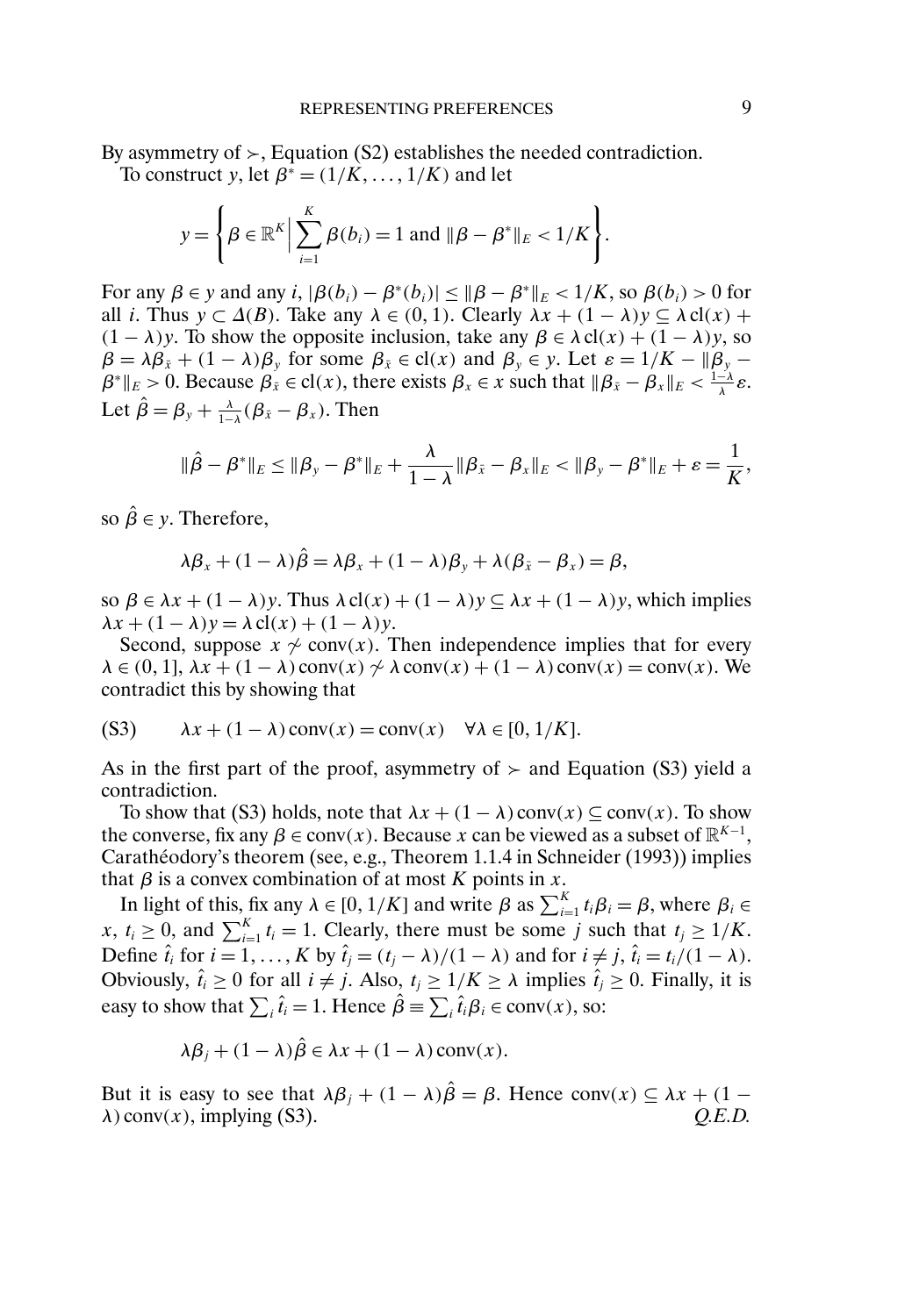By asymmetry of $\succ$, Equation (S2) establishes the needed contradiction.

To construct $y$, let $\beta^* = (1/K, \dots, 1/K)$ and let

$$y = \left\{ \beta \in \mathbb{R}^K \Big| \sum_{i=1}^{K} \beta(b_i) = 1 \text{ and } \|\beta - \beta^*\|_E < 1/K \right\}.$$

For any $\beta \in y$ and any $i$, $|\beta(b_i) - \beta^*(b_i)| \leq \|\beta - \beta^*\|_E < 1/K$, so $\beta(b_i) > 0$ for all $i$. Thus $y \subset \Delta(B)$. Take any $\lambda \in (0, 1)$. Clearly $\lambda x + (1-\lambda)y \subseteq \lambda \operatorname{cl}(x) + (1-\lambda)y$. To show the opposite inclusion, take any $\beta \in \lambda \operatorname{cl}(x) + (1-\lambda)y$, so $\beta = \lambda\beta_{\bar{x}} + (1-\lambda)\beta_y$ for some $\beta_{\bar{x}} \in \operatorname{cl}(x)$ and $\beta_y \in y$. Let $\varepsilon = 1/K - \|\beta_y - \beta^*\|_E > 0$. Because $\beta_{\bar{x}} \in \operatorname{cl}(x)$, there exists $\beta_x \in x$ such that $\|\beta_{\bar{x}} - \beta_x\|_E < \frac{1-\lambda}{\lambda}\varepsilon$. Let $\hat{\beta} = \beta_y + \frac{\lambda}{1-\lambda}(\beta_{\bar{x}} - \beta_x)$. Then

$$\|\hat{\beta} - \beta^*\|_E \leq \|\beta_y - \beta^*\|_E + \frac{\lambda}{1-\lambda}\|\beta_{\bar{x}} - \beta_x\|_E < \|\beta_y - \beta^*\|_E + \varepsilon = \frac{1}{K},$$

so $\hat{\beta} \in y$. Therefore,

$$\lambda\beta_x + (1-\lambda)\hat{\beta} = \lambda\beta_x + (1-\lambda)\beta_y + \lambda(\beta_{\bar{x}} - \beta_x) = \beta,$$

so $\beta \in \lambda x + (1-\lambda)y$. Thus $\lambda \operatorname{cl}(x) + (1-\lambda)y \subseteq \lambda x + (1-\lambda)y$, which implies $\lambda x + (1-\lambda)y = \lambda \operatorname{cl}(x) + (1-\lambda)y$.

Second, suppose $x \not\sim \operatorname{conv}(x)$. Then independence implies that for every $\lambda \in (0, 1]$, $\lambda x + (1-\lambda)\operatorname{conv}(x) \not\sim \lambda \operatorname{conv}(x) + (1-\lambda)\operatorname{conv}(x) = \operatorname{conv}(x)$. We contradict this by showing that

$$\text{(S3)} \qquad \lambda x + (1-\lambda)\operatorname{conv}(x) = \operatorname{conv}(x) \quad \forall \lambda \in [0, 1/K].$$

As in the first part of the proof, asymmetry of $\succ$ and Equation (S3) yield a contradiction.

To show that (S3) holds, note that $\lambda x + (1-\lambda)\operatorname{conv}(x) \subseteq \operatorname{conv}(x)$. To show the converse, fix any $\beta \in \operatorname{conv}(x)$. Because $x$ can be viewed as a subset of $\mathbb{R}^{K-1}$, Carathéodory's theorem (see, e.g., Theorem 1.1.4 in Schneider (1993)) implies that $\beta$ is a convex combination of at most $K$ points in $x$.

In light of this, fix any $\lambda \in [0, 1/K]$ and write $\beta$ as $\sum_{i=1}^{K} t_i\beta_i = \beta$, where $\beta_i \in x$, $t_i \geq 0$, and $\sum_{i=1}^{K} t_i = 1$. Clearly, there must be some $j$ such that $t_j \geq 1/K$. Define $\hat{t}_i$ for $i = 1, \dots, K$ by $\hat{t}_j = (t_j - \lambda)/(1-\lambda)$ and for $i \neq j$, $\hat{t}_i = t_i/(1-\lambda)$. Obviously, $\hat{t}_i \geq 0$ for all $i \neq j$. Also, $t_j \geq 1/K \geq \lambda$ implies $\hat{t}_j \geq 0$. Finally, it is easy to show that $\sum_i \hat{t}_i = 1$. Hence $\hat{\beta} \equiv \sum_i \hat{t}_i\beta_i \in \operatorname{conv}(x)$, so:

$$\lambda\beta_j + (1-\lambda)\hat{\beta} \in \lambda x + (1-\lambda)\operatorname{conv}(x).$$

But it is easy to see that $\lambda\beta_j + (1-\lambda)\hat{\beta} = \beta$. Hence $\operatorname{conv}(x) \subseteq \lambda x + (1-\lambda)\operatorname{conv}(x)$, implying (S3). *Q.E.D.*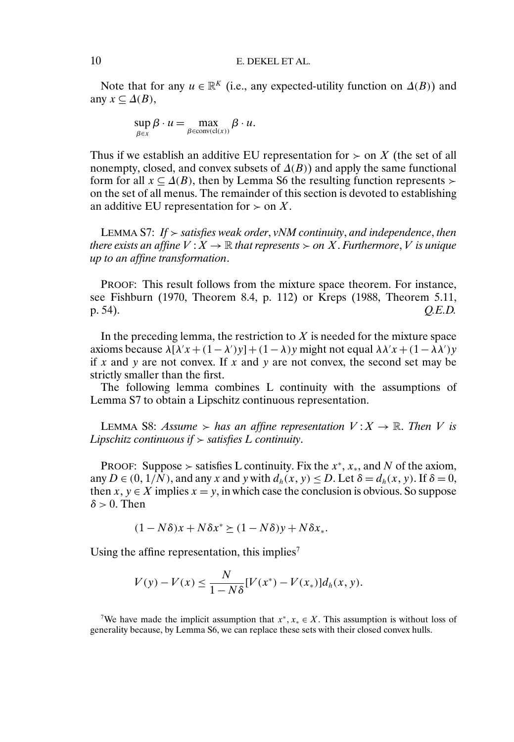Note that for any $u \in \mathbb{R}^K$ (i.e., any expected-utility function on $\Delta(B)$) and any $x \subseteq \Delta(B)$,

$$\sup_{\beta \in x} \beta \cdot u = \max_{\beta \in \mathrm{conv}(\mathrm{cl}(x))} \beta \cdot u.$$

Thus if we establish an additive EU representation for $\succ$ on $X$ (the set of all nonempty, closed, and convex subsets of $\Delta(B)$) and apply the same functional form for all $x \subseteq \Delta(B)$, then by Lemma S6 the resulting function represents $\succ$ on the set of all menus. The remainder of this section is devoted to establishing an additive EU representation for $\succ$ on $X$.

LEMMA S7: *If $\succ$ satisfies weak order, vNM continuity, and independence, then there exists an affine $V : X \to \mathbb{R}$ that represents $\succ$ on $X$. Furthermore, $V$ is unique up to an affine transformation.*

PROOF: This result follows from the mixture space theorem. For instance, see Fishburn (1970, Theorem 8.4, p. 112) or Kreps (1988, Theorem 5.11, p. 54). *Q.E.D.*

In the preceding lemma, the restriction to $X$ is needed for the mixture space axioms because $\lambda[\lambda' x + (1-\lambda')y] + (1-\lambda)y$ might not equal $\lambda\lambda' x + (1-\lambda\lambda')y$ if $x$ and $y$ are not convex. If $x$ and $y$ are not convex, the second set may be strictly smaller than the first.

The following lemma combines L continuity with the assumptions of Lemma S7 to obtain a Lipschitz continuous representation.

LEMMA S8: *Assume $\succ$ has an affine representation $V : X \to \mathbb{R}$. Then $V$ is Lipschitz continuous if $\succ$ satisfies L continuity.*

PROOF: Suppose $\succ$ satisfies L continuity. Fix the $x^*$, $x_*$, and $N$ of the axiom, any $D \in (0, 1/N)$, and any $x$ and $y$ with $d_h(x, y) \leq D$. Let $\delta = d_h(x, y)$. If $\delta = 0$, then $x, y \in X$ implies $x = y$, in which case the conclusion is obvious. So suppose $\delta > 0$. Then

$$(1 - N\delta)x + N\delta x^* \succeq (1 - N\delta)y + N\delta x_*.$$

Using the affine representation, this implies[7]

$$V(y) - V(x) \leq \frac{N}{1 - N\delta}[V(x^*) - V(x_*)]d_h(x, y).$$

[7]We have made the implicit assumption that $x^*, x_* \in X$. This assumption is without loss of generality because, by Lemma S6, we can replace these sets with their closed convex hulls.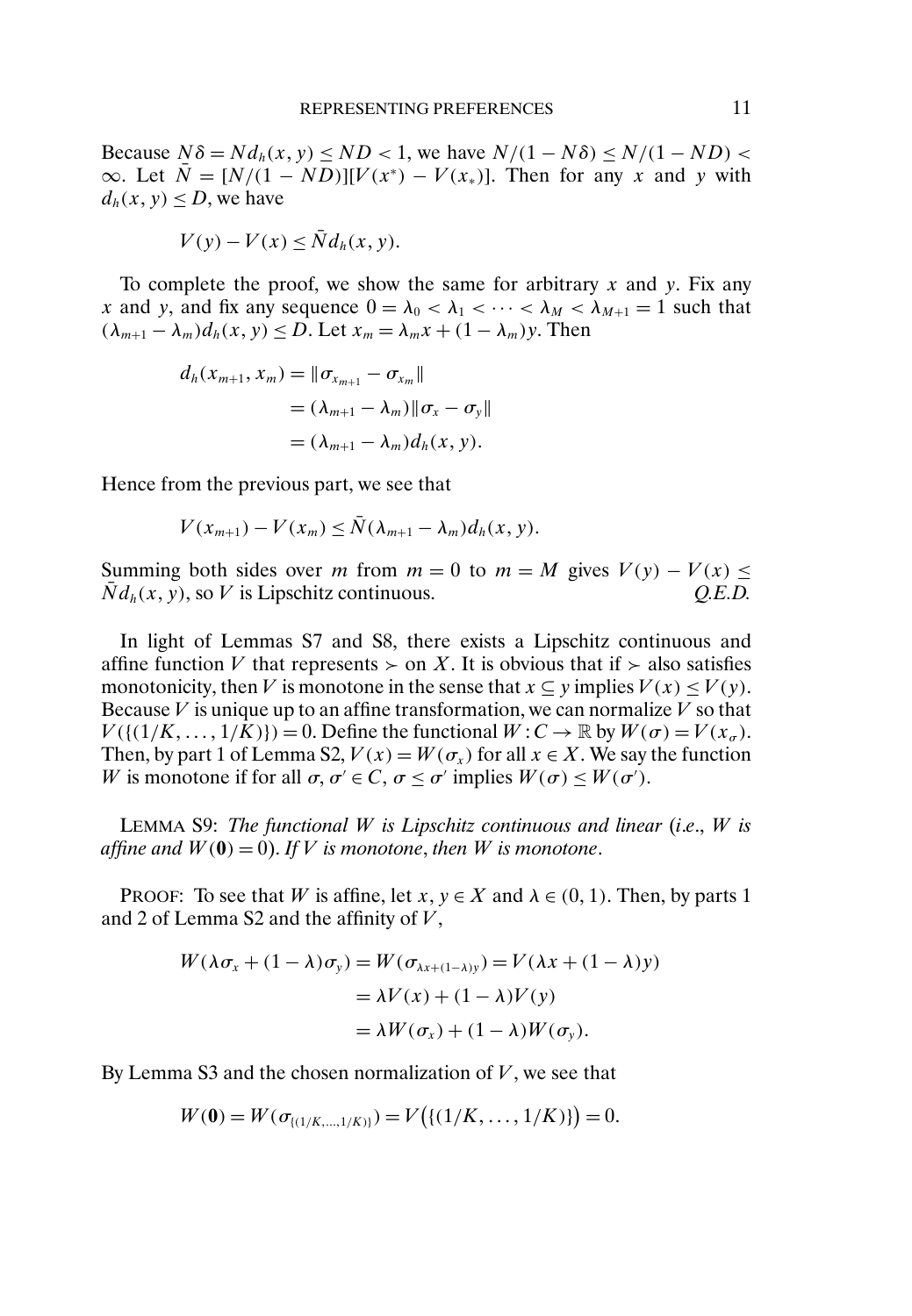Because $N\delta = Nd_h(x, y) \le ND < 1$, we have $N/(1 - N\delta) \le N/(1 - ND) < \infty$. Let $\bar{N} = [N/(1 - ND)][V(x^*) - V(x_*)]$. Then for any $x$ and $y$ with $d_h(x, y) \le D$, we have

$$V(y) - V(x) \le \bar{N} d_h(x, y).$$

To complete the proof, we show the same for arbitrary $x$ and $y$. Fix any $x$ and $y$, and fix any sequence $0 = \lambda_0 < \lambda_1 < \cdots < \lambda_M < \lambda_{M+1} = 1$ such that $(\lambda_{m+1} - \lambda_m) d_h(x, y) \le D$. Let $x_m = \lambda_m x + (1 - \lambda_m) y$. Then

$$\begin{aligned} d_h(x_{m+1}, x_m) &= \|\sigma_{x_{m+1}} - \sigma_{x_m}\| \\ &= (\lambda_{m+1} - \lambda_m)\|\sigma_x - \sigma_y\| \\ &= (\lambda_{m+1} - \lambda_m) d_h(x, y). \end{aligned}$$

Hence from the previous part, we see that

$$V(x_{m+1}) - V(x_m) \le \bar{N}(\lambda_{m+1} - \lambda_m) d_h(x, y).$$

Summing both sides over $m$ from $m = 0$ to $m = M$ gives $V(y) - V(x) \le \bar{N} d_h(x, y)$, so $V$ is Lipschitz continuous. *Q.E.D.*

In light of Lemmas S7 and S8, there exists a Lipschitz continuous and affine function $V$ that represents $\succ$ on $X$. It is obvious that if $\succ$ also satisfies monotonicity, then $V$ is monotone in the sense that $x \subseteq y$ implies $V(x) \le V(y)$. Because $V$ is unique up to an affine transformation, we can normalize $V$ so that $V(\{(1/K, \dots, 1/K)\}) = 0$. Define the functional $W : C \to \mathbb{R}$ by $W(\sigma) = V(x_\sigma)$. Then, by part 1 of Lemma S2, $V(x) = W(\sigma_x)$ for all $x \in X$. We say the function $W$ is monotone if for all $\sigma, \sigma' \in C$, $\sigma \le \sigma'$ implies $W(\sigma) \le W(\sigma')$.

LEMMA S9: *The functional $W$ is Lipschitz continuous and linear* (*i.e.*, *$W$ is affine and $W(\mathbf{0}) = 0$*). *If $V$ is monotone*, *then $W$ is monotone*.

PROOF: To see that $W$ is affine, let $x, y \in X$ and $\lambda \in (0, 1)$. Then, by parts 1 and 2 of Lemma S2 and the affinity of $V$,

$$\begin{aligned} W(\lambda\sigma_x + (1 - \lambda)\sigma_y) &= W(\sigma_{\lambda x + (1-\lambda) y}) = V(\lambda x + (1 - \lambda) y) \\ &= \lambda V(x) + (1 - \lambda) V(y) \\ &= \lambda W(\sigma_x) + (1 - \lambda) W(\sigma_y). \end{aligned}$$

By Lemma S3 and the chosen normalization of $V$, we see that

$$W(\mathbf{0}) = W(\sigma_{\{(1/K, \dots, 1/K)\}}) = V(\{(1/K, \dots, 1/K)\}) = 0.$$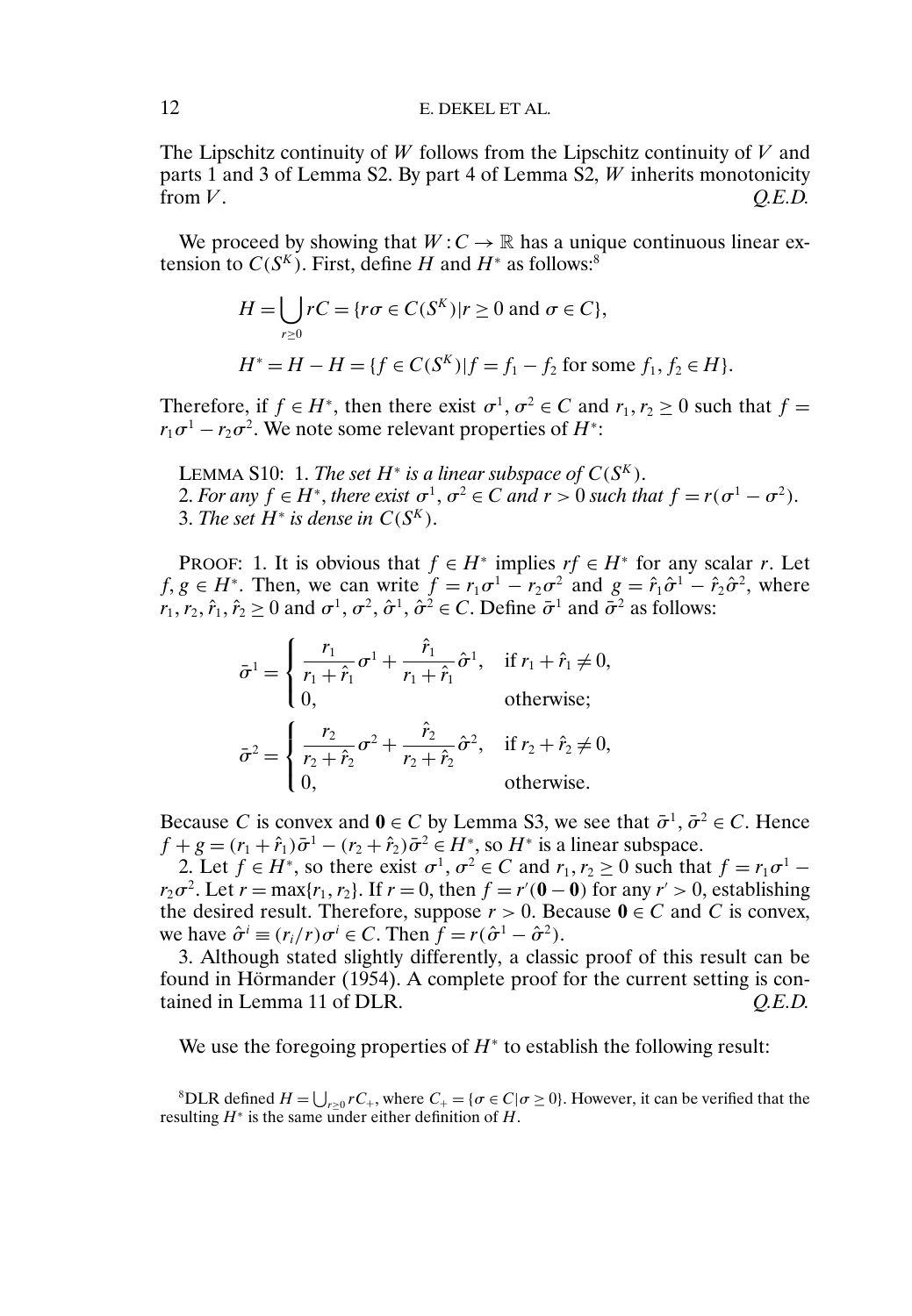The Lipschitz continuity of $W$ follows from the Lipschitz continuity of $V$ and parts 1 and 3 of Lemma S2. By part 4 of Lemma S2, $W$ inherits monotonicity from $V$. *Q.E.D.*

We proceed by showing that $W : C \to \mathbb{R}$ has a unique continuous linear extension to $C(S^K)$. First, define $H$ and $H^*$ as follows:[8]

$$H = \bigcup_{r \geq 0} rC = \{r\sigma \in C(S^K) | r \geq 0 \text{ and } \sigma \in C\},$$

$$H^* = H - H = \{f \in C(S^K) | f = f_1 - f_2 \text{ for some } f_1, f_2 \in H\}.$$

Therefore, if $f \in H^*$, then there exist $\sigma^1, \sigma^2 \in C$ and $r_1, r_2 \geq 0$ such that $f = r_1\sigma^1 - r_2\sigma^2$. We note some relevant properties of $H^*$:

LEMMA S10: 1. *The set $H^*$ is a linear subspace of $C(S^K)$.*
2. *For any $f \in H^*$, there exist $\sigma^1, \sigma^2 \in C$ and $r > 0$ such that $f = r(\sigma^1 - \sigma^2)$.*
3. *The set $H^*$ is dense in $C(S^K)$.*

PROOF: 1. It is obvious that $f \in H^*$ implies $rf \in H^*$ for any scalar $r$. Let $f, g \in H^*$. Then, we can write $f = r_1\sigma^1 - r_2\sigma^2$ and $g = \hat{r}_1\hat{\sigma}^1 - \hat{r}_2\hat{\sigma}^2$, where $r_1, r_2, \hat{r}_1, \hat{r}_2 \geq 0$ and $\sigma^1, \sigma^2, \hat{\sigma}^1, \hat{\sigma}^2 \in C$. Define $\bar{\sigma}^1$ and $\bar{\sigma}^2$ as follows:

$$\bar{\sigma}^1 = \begin{cases} \dfrac{r_1}{r_1 + \hat{r}_1}\sigma^1 + \dfrac{\hat{r}_1}{r_1 + \hat{r}_1}\hat{\sigma}^1, & \text{if } r_1 + \hat{r}_1 \neq 0, \\ 0, & \text{otherwise;} \end{cases}$$

$$\bar{\sigma}^2 = \begin{cases} \dfrac{r_2}{r_2 + \hat{r}_2}\sigma^2 + \dfrac{\hat{r}_2}{r_2 + \hat{r}_2}\hat{\sigma}^2, & \text{if } r_2 + \hat{r}_2 \neq 0, \\ 0, & \text{otherwise.} \end{cases}$$

Because $C$ is convex and $\mathbf{0} \in C$ by Lemma S3, we see that $\bar{\sigma}^1, \bar{\sigma}^2 \in C$. Hence $f + g = (r_1 + \hat{r}_1)\bar{\sigma}^1 - (r_2 + \hat{r}_2)\bar{\sigma}^2 \in H^*$, so $H^*$ is a linear subspace.

2. Let $f \in H^*$, so there exist $\sigma^1, \sigma^2 \in C$ and $r_1, r_2 \geq 0$ such that $f = r_1\sigma^1 - r_2\sigma^2$. Let $r = \max\{r_1, r_2\}$. If $r = 0$, then $f = r'(\mathbf{0} - \mathbf{0})$ for any $r' > 0$, establishing the desired result. Therefore, suppose $r > 0$. Because $\mathbf{0} \in C$ and $C$ is convex, we have $\hat{\sigma}^i \equiv (r_i/r)\sigma^i \in C$. Then $f = r(\hat{\sigma}^1 - \hat{\sigma}^2)$.

3. Although stated slightly differently, a classic proof of this result can be found in Hörmander (1954). A complete proof for the current setting is contained in Lemma 11 of DLR. *Q.E.D.*

We use the foregoing properties of $H^*$ to establish the following result:

[8] DLR defined $H = \bigcup_{r \geq 0} rC_+$, where $C_+ = \{\sigma \in C | \sigma \geq 0\}$. However, it can be verified that the resulting $H^*$ is the same under either definition of $H$.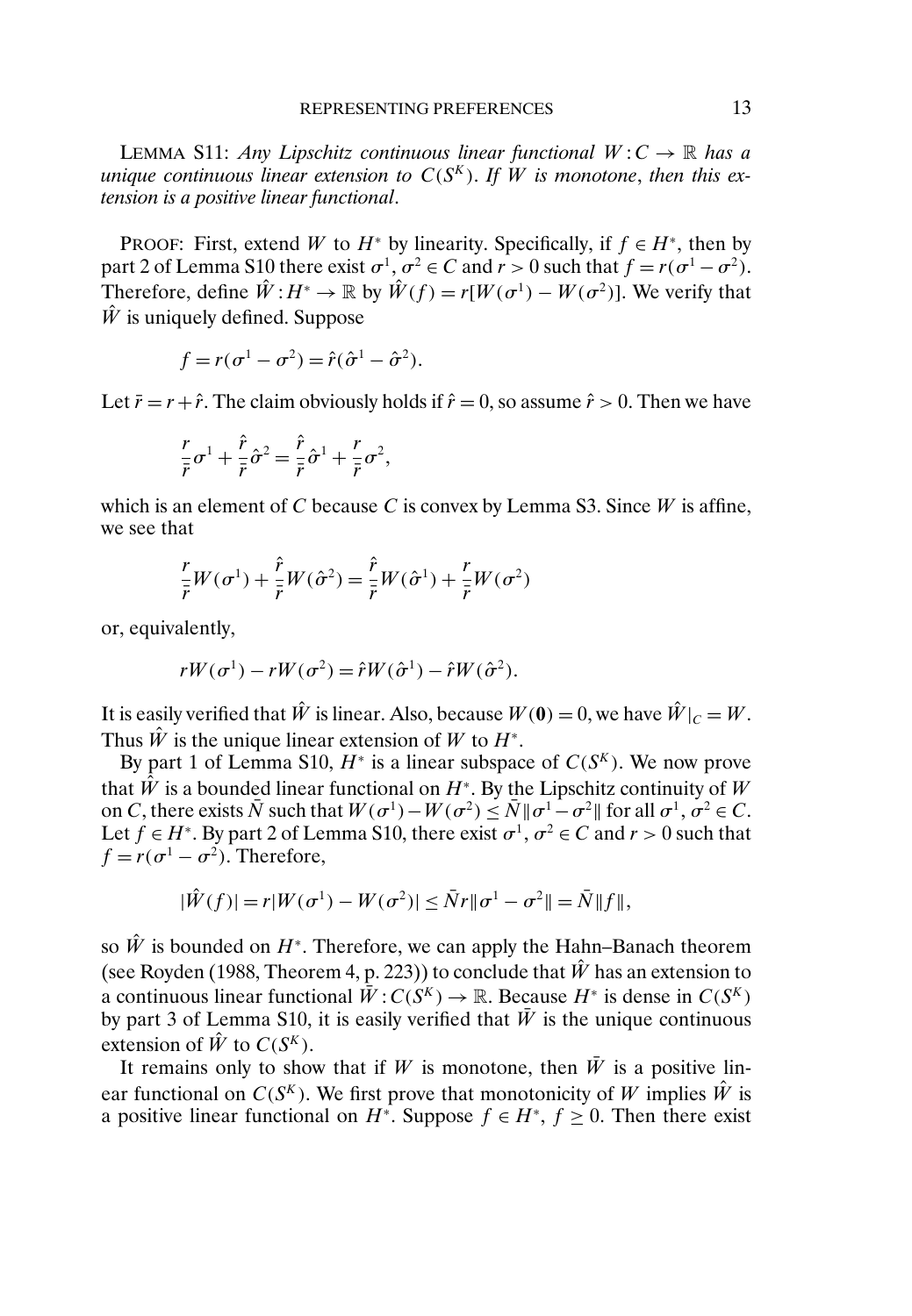LEMMA S11: *Any Lipschitz continuous linear functional $W : C \to \mathbb{R}$ has a unique continuous linear extension to $C(S^K)$. If $W$ is monotone, then this extension is a positive linear functional.*

PROOF: First, extend $W$ to $H^*$ by linearity. Specifically, if $f \in H^*$, then by part 2 of Lemma S10 there exist $\sigma^1, \sigma^2 \in C$ and $r > 0$ such that $f = r(\sigma^1 - \sigma^2)$. Therefore, define $\hat{W} : H^* \to \mathbb{R}$ by $\hat{W}(f) = r[W(\sigma^1) - W(\sigma^2)]$. We verify that $\hat{W}$ is uniquely defined. Suppose

$$f = r(\sigma^1 - \sigma^2) = \hat{r}(\hat{\sigma}^1 - \hat{\sigma}^2).$$

Let $\bar{r} = r + \hat{r}$. The claim obviously holds if $\hat{r} = 0$, so assume $\hat{r} > 0$. Then we have

$$\frac{r}{\bar{r}}\sigma^1 + \frac{\hat{r}}{\bar{r}}\hat{\sigma}^2 = \frac{\hat{r}}{\bar{r}}\hat{\sigma}^1 + \frac{r}{\bar{r}}\sigma^2,$$

which is an element of $C$ because $C$ is convex by Lemma S3. Since $W$ is affine, we see that

$$\frac{r}{\bar{r}}W(\sigma^1) + \frac{\hat{r}}{\bar{r}}W(\hat{\sigma}^2) = \frac{\hat{r}}{\bar{r}}W(\hat{\sigma}^1) + \frac{r}{\bar{r}}W(\sigma^2)$$

or, equivalently,

$$rW(\sigma^1) - rW(\sigma^2) = \hat{r}W(\hat{\sigma}^1) - \hat{r}W(\hat{\sigma}^2).$$

It is easily verified that $\hat{W}$ is linear. Also, because $W(\mathbf{0}) = 0$, we have $\hat{W}|_C = W$. Thus $\hat{W}$ is the unique linear extension of $W$ to $H^*$.

By part 1 of Lemma S10, $H^*$ is a linear subspace of $C(S^K)$. We now prove that $\hat{W}$ is a bounded linear functional on $H^*$. By the Lipschitz continuity of $W$ on $C$, there exists $\bar{N}$ such that $W(\sigma^1) - W(\sigma^2) \le \bar{N}\|\sigma^1 - \sigma^2\|$ for all $\sigma^1, \sigma^2 \in C$. Let $f \in H^*$. By part 2 of Lemma S10, there exist $\sigma^1, \sigma^2 \in C$ and $r > 0$ such that $f = r(\sigma^1 - \sigma^2)$. Therefore,

$$|\hat{W}(f)| = r|W(\sigma^1) - W(\sigma^2)| \le \bar{N}r\|\sigma^1 - \sigma^2\| = \bar{N}\|f\|,$$

so $\hat{W}$ is bounded on $H^*$. Therefore, we can apply the Hahn–Banach theorem (see Royden (1988, Theorem 4, p. 223)) to conclude that $\hat{W}$ has an extension to a continuous linear functional $\bar{W} : C(S^K) \to \mathbb{R}$. Because $H^*$ is dense in $C(S^K)$ by part 3 of Lemma S10, it is easily verified that $\bar{W}$ is the unique continuous extension of $\hat{W}$ to $C(S^K)$.

It remains only to show that if $W$ is monotone, then $\bar{W}$ is a positive linear functional on $C(S^K)$. We first prove that monotonicity of $W$ implies $\hat{W}$ is a positive linear functional on $H^*$. Suppose $f \in H^*$, $f \ge 0$. Then there exist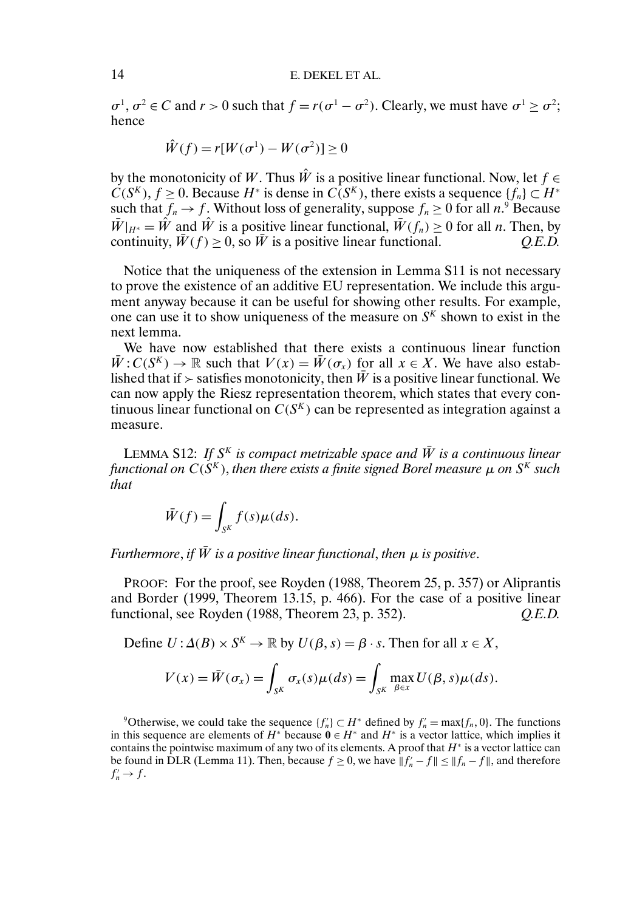$\sigma^1, \sigma^2 \in C$ and $r > 0$ such that $f = r(\sigma^1 - \sigma^2)$. Clearly, we must have $\sigma^1 \geq \sigma^2$; hence

$$\hat{W}(f) = r[W(\sigma^1) - W(\sigma^2)] \geq 0$$

by the monotonicity of $W$. Thus $\hat{W}$ is a positive linear functional. Now, let $f \in C(S^K)$, $f \geq 0$. Because $H^*$ is dense in $C(S^K)$, there exists a sequence $\{f_n\} \subset H^*$ such that $f_n \to f$. Without loss of generality, suppose $f_n \geq 0$ for all $n$.[9] Because $\bar{W}|_{H^*} = \hat{W}$ and $\hat{W}$ is a positive linear functional, $\bar{W}(f_n) \geq 0$ for all $n$. Then, by continuity, $\bar{W}(f) \geq 0$, so $\bar{W}$ is a positive linear functional. *Q.E.D.*

Notice that the uniqueness of the extension in Lemma S11 is not necessary to prove the existence of an additive EU representation. We include this argument anyway because it can be useful for showing other results. For example, one can use it to show uniqueness of the measure on $S^K$ shown to exist in the next lemma.

We have now established that there exists a continuous linear function $\bar{W} : C(S^K) \to \mathbb{R}$ such that $V(x) = \bar{W}(\sigma_x)$ for all $x \in X$. We have also established that if $\succ$ satisfies monotonicity, then $\bar{W}$ is a positive linear functional. We can now apply the Riesz representation theorem, which states that every continuous linear functional on $C(S^K)$ can be represented as integration against a measure.

LEMMA S12: *If $S^K$ is compact metrizable space and $\bar{W}$ is a continuous linear functional on $C(S^K)$, then there exists a finite signed Borel measure $\mu$ on $S^K$ such that*

$$\bar{W}(f) = \int_{S^K} f(s)\mu(ds).$$

*Furthermore, if $\bar{W}$ is a positive linear functional, then $\mu$ is positive.*

PROOF: For the proof, see Royden (1988, Theorem 25, p. 357) or Aliprantis and Border (1999, Theorem 13.15, p. 466). For the case of a positive linear functional, see Royden (1988, Theorem 23, p. 352). *Q.E.D.*

Define $U : \Delta(B) \times S^K \to \mathbb{R}$ by $U(\beta, s) = \beta \cdot s$. Then for all $x \in X$,

$$V(x) = \bar{W}(\sigma_x) = \int_{S^K} \sigma_x(s)\mu(ds) = \int_{S^K} \max_{\beta \in x} U(\beta, s)\mu(ds).$$

[9] Otherwise, we could take the sequence $\{f_n'\} \subset H^*$ defined by $f_n' = \max\{f_n, 0\}$. The functions in this sequence are elements of $H^*$ because $\mathbf{0} \in H^*$ and $H^*$ is a vector lattice, which implies it contains the pointwise maximum of any two of its elements. A proof that $H^*$ is a vector lattice can be found in DLR (Lemma 11). Then, because $f \geq 0$, we have $\|f_n' - f\| \leq \|f_n - f\|$, and therefore $f_n' \to f$.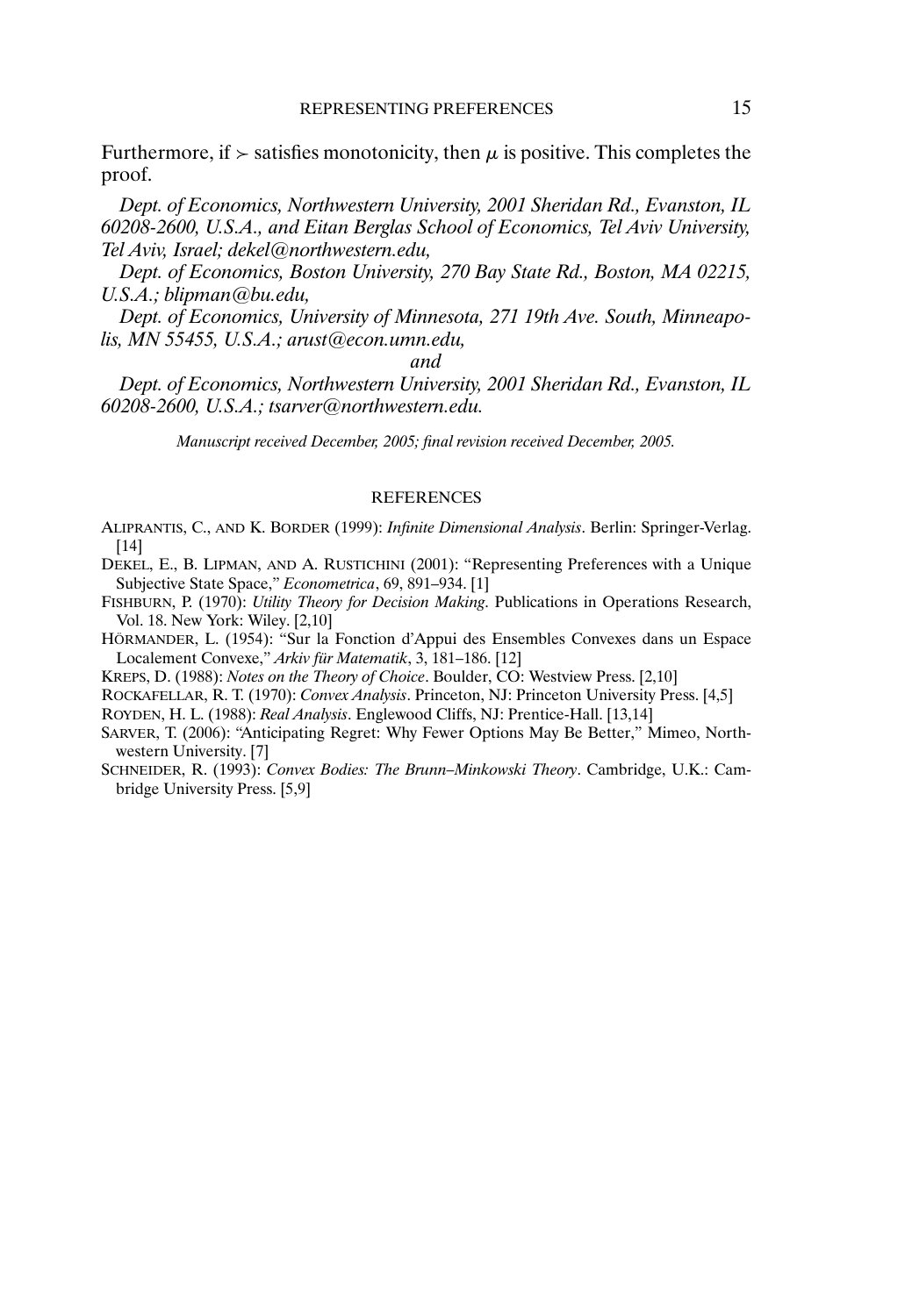Furthermore, if $\succ$ satisfies monotonicity, then $\mu$ is positive. This completes the proof.

*Dept. of Economics, Northwestern University, 2001 Sheridan Rd., Evanston, IL 60208-2600, U.S.A., and Eitan Berglas School of Economics, Tel Aviv University, Tel Aviv, Israel; dekel@northwestern.edu,*

*Dept. of Economics, Boston University, 270 Bay State Rd., Boston, MA 02215, U.S.A.; blipman@bu.edu,*

*Dept. of Economics, University of Minnesota, 271 19th Ave. South, Minneapolis, MN 55455, U.S.A.; arust@econ.umn.edu,*

*and*

*Dept. of Economics, Northwestern University, 2001 Sheridan Rd., Evanston, IL 60208-2600, U.S.A.; tsarver@northwestern.edu.*

*Manuscript received December, 2005; final revision received December, 2005.*

## REFERENCES

ALIPRANTIS, C., AND K. BORDER (1999): *Infinite Dimensional Analysis*. Berlin: Springer-Verlag. [14]

DEKEL, E., B. LIPMAN, AND A. RUSTICHINI (2001): "Representing Preferences with a Unique Subjective State Space," *Econometrica*, 69, 891–934. [1]

FISHBURN, P. (1970): *Utility Theory for Decision Making*. Publications in Operations Research, Vol. 18. New York: Wiley. [2,10]

HÖRMANDER, L. (1954): "Sur la Fonction d'Appui des Ensembles Convexes dans un Espace Localement Convexe," *Arkiv für Matematik*, 3, 181–186. [12]

KREPS, D. (1988): *Notes on the Theory of Choice*. Boulder, CO: Westview Press. [2,10]

ROCKAFELLAR, R. T. (1970): *Convex Analysis*. Princeton, NJ: Princeton University Press. [4,5]

ROYDEN, H. L. (1988): *Real Analysis*. Englewood Cliffs, NJ: Prentice-Hall. [13,14]

SARVER, T. (2006): "Anticipating Regret: Why Fewer Options May Be Better," Mimeo, Northwestern University. [7]

SCHNEIDER, R. (1993): *Convex Bodies: The Brunn–Minkowski Theory*. Cambridge, U.K.: Cambridge University Press. [5,9]